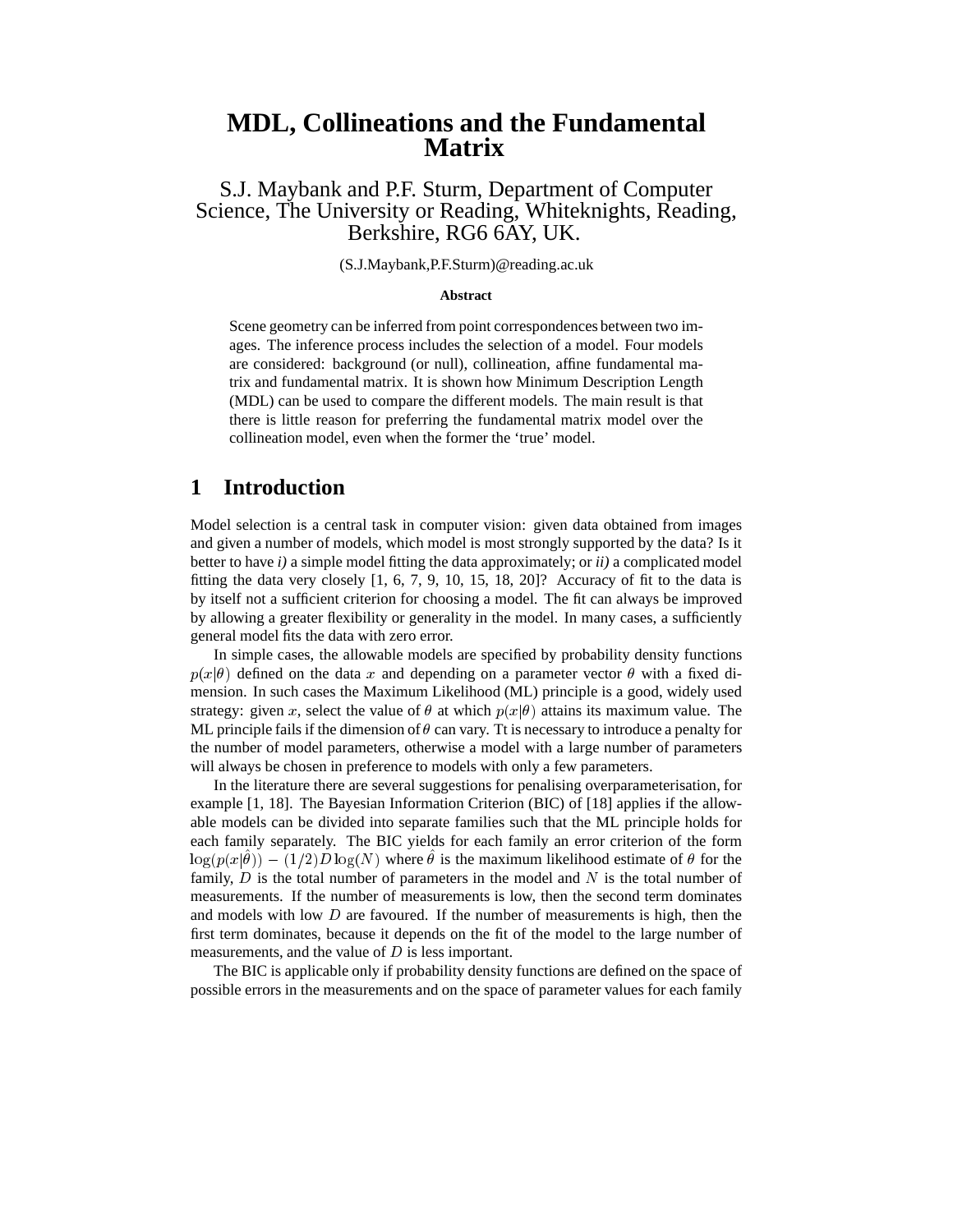# MDL, Collineations and the Fundamental Matrix

S.J. Maybank and P.F. Sturm, Department of Computer Science, The University or Reading, Whiteknights, Reading, Berkshire, RG6 6AY, UK.

(S.J.Maybank,P.F.Sturm)@reading.ac.uk

**Abstract**

Scene geometry can be inferred from point correspondences between two images. The inference process includes the selection of a model. Four models are considered: background (or null), collineation, affine fundamental matrix and fundamental matrix. It is shown how Minimum Description Length (MDL) can be used to compare the different models. The main result is that there is little reason for preferring the fundamental matrix model over the collineation model, even when the former the 'true' model.

## 1 Introduction

Model selection is a central task in computer vision: given data obtained from images and given a number of models, which model is most strongly supported by the data? Is it better to have *i)* a simple model fitting the data approximately; or *ii)* a complicated model fitting the data very closely [1, 6, 7, 9, 10, 15, 18, 20]? Accuracy of fit to the data is by itself not a sufficient criterion for choosing a model. The fit can always be improved by allowing a greater flexibility or generality in the model. In many cases, a sufficiently general model fits the data with zero error.

In simple cases, the allowable models are specified by probability density functions $p(x|\theta)$ defined on the data $x$ and depending on a parameter vector $\theta$ with a fixed dimension. In such cases the Maximum Likelihood (ML) principle is a good, widely used strategy: given $x$, select the value of $\theta$ at which $p(x|\theta)$ attains its maximum value. The ML principle fails if the dimension of $\theta$ can vary. Tt is necessary to introduce a penalty for the number of model parameters, otherwise a model with a large number of parameters will always be chosen in preference to models with only a few parameters.

In the literature there are several suggestions for penalising overparameterisation, for example [1, 18]. The Bayesian Information Criterion (BIC) of [18] applies if the allowable models can be divided into separate families such that the ML principle holds for each family separately. The BIC yields for each family an error criterion of the form $\log(p(x|\hat{\theta})) - (1/2)D\log(N)$ where $\hat{\theta}$ is the maximum likelihood estimate of $\theta$ for the family, $D$ is the total number of parameters in the model and $N$ is the total number of measurements. If the number of measurements is low, then the second term dominates and models with low $D$ are favoured. If the number of measurements is high, then the first term dominates, because it depends on the fit of the model to the large number of measurements, and the value of $D$ is less important.

The BIC is applicable only if probability density functions are defined on the space of possible errors in the measurements and on the space of parameter values for each family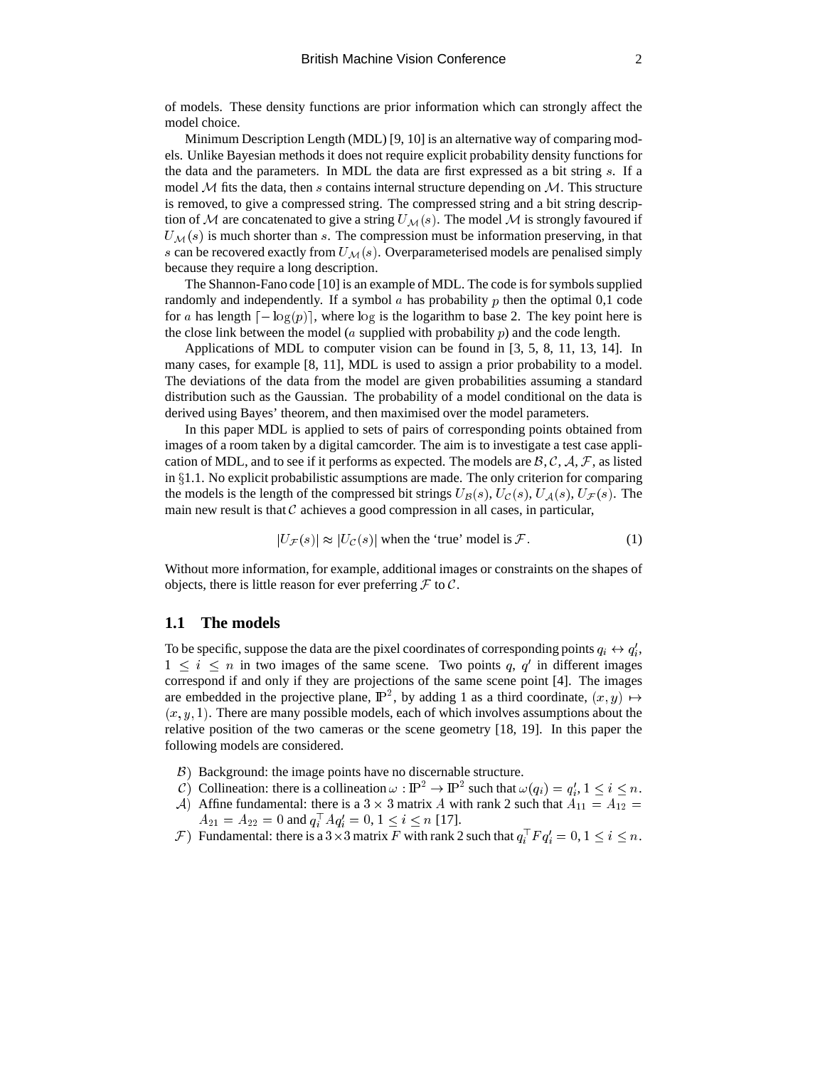of models. These density functions are prior information which can strongly affect the model choice.

Minimum Description Length (MDL) [9, 10] is an alternative way of comparing models. Unlike Bayesian methods it does not require explicit probability density functions for the data and the parameters. In MDL the data are first expressed as a bit string $s$. If a model $\mathcal{M}$ fits the data, then $s$ contains internal structure depending on $\mathcal{M}$. This structure is removed, to give a compressed string. The compressed string and a bit string description of $\mathcal{M}$ are concatenated to give a string $U_{\mathcal{M}}(s)$. The model $\mathcal{M}$ is strongly favoured if $U_{\mathcal{M}}(s)$ is much shorter than $s$. The compression must be information preserving, in that $s$ can be recovered exactly from $U_{\mathcal{M}}(s)$. Overparameterised models are penalised simply because they require a long description.

The Shannon-Fano code [10] is an example of MDL. The code is for symbols supplied randomly and independently. If a symbol $a$ has probability $p$ then the optimal 0,1 code for $a$ has length $\lceil -\log(p) \rceil$, where $\log$ is the logarithm to base 2. The key point here is the close link between the model ($a$ supplied with probability $p$) and the code length.

Applications of MDL to computer vision can be found in [3, 5, 8, 11, 13, 14]. In many cases, for example [8, 11], MDL is used to assign a prior probability to a model. The deviations of the data from the model are given probabilities assuming a standard distribution such as the Gaussian. The probability of a model conditional on the data is derived using Bayes' theorem, and then maximised over the model parameters.

In this paper MDL is applied to sets of pairs of corresponding points obtained from images of a room taken by a digital camcorder. The aim is to investigate a test case application of MDL, and to see if it performs as expected. The models are $\mathcal{B}, \mathcal{C}, \mathcal{A}, \mathcal{F}$, as listed in §1.1. No explicit probabilistic assumptions are made. The only criterion for comparing the models is the length of the compressed bit strings $U_{\mathcal{B}}(s), U_{\mathcal{C}}(s), U_{\mathcal{A}}(s), U_{\mathcal{F}}(s)$. The main new result is that $\mathcal{C}$ achieves a good compression in all cases, in particular,

$$|U_{\mathcal{F}}(s)| \approx |U_{\mathcal{C}}(s)| \text{ when the 'true' model is } \mathcal{F}. \tag{1}$$

Without more information, for example, additional images or constraints on the shapes of objects, there is little reason for ever preferring $\mathcal{F}$ to $\mathcal{C}$.

### 1.1 The models

To be specific, suppose the data are the pixel coordinates of corresponding points $q_i \leftrightarrow q'_i$, $1 \leq i \leq n$ in two images of the same scene. Two points $q$, $q'$ in different images correspond if and only if they are projections of the same scene point [4]. The images are embedded in the projective plane, $\mathbb{P}^2$, by adding 1 as a third coordinate, $(x, y) \mapsto (x, y, 1)$. There are many possible models, each of which involves assumptions about the relative position of the two cameras or the scene geometry [18, 19]. In this paper the following models are considered.

- $\mathcal{B}$) Background: the image points have no discernable structure.
- $\mathcal{C}$) Collineation: there is a collineation $\omega : \mathbb{P}^2 \rightarrow \mathbb{P}^2$ such that $\omega(q_i) = q'_i$, $1 \leq i \leq n$.
- $\mathcal{A}$) Affine fundamental: there is a $3 \times 3$ matrix $A$ with rank 2 such that $A_{11} = A_{12} = A_{21} = A_{22} = 0$ and $q_i^\top A q'_i = 0$, $1 \leq i \leq n$ [17].
- $\mathcal{F}$) Fundamental: there is a $3 \times 3$ matrix $F$ with rank 2 such that $q_i^\top F q'_i = 0$, $1 \leq i \leq n$.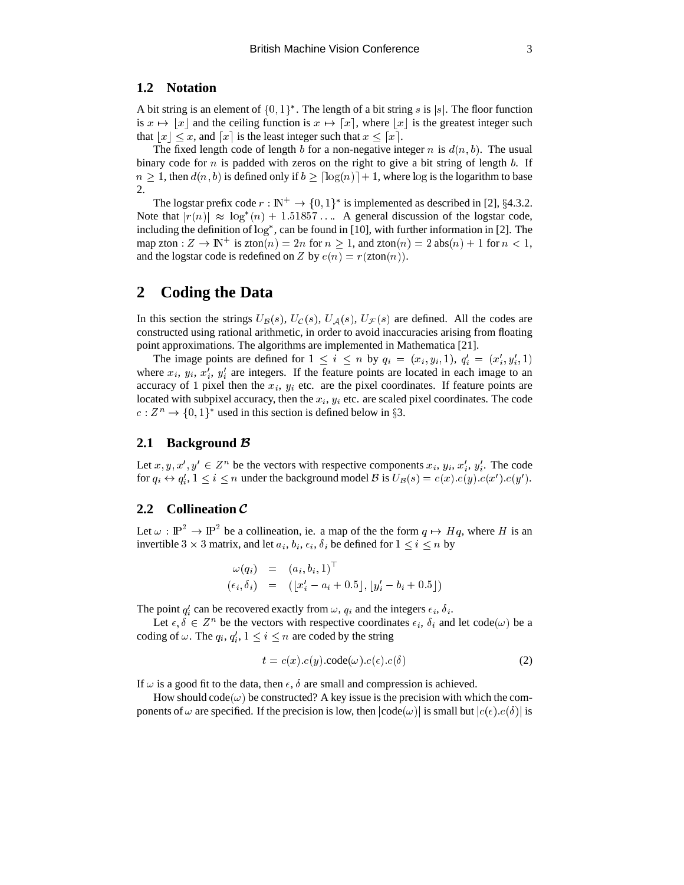### 1.2 Notation

A bit string is an element of $\{0,1\}^*$. The length of a bit string $s$ is $|s|$. The floor function is $x \mapsto \lfloor x \rfloor$ and the ceiling function is $x \mapsto \lceil x \rceil$, where $\lfloor x \rfloor$ is the greatest integer such that $\lfloor x \rfloor \leq x$, and $\lceil x \rceil$ is the least integer such that $x \leq \lceil x \rceil$.

The fixed length code of length $b$ for a non-negative integer $n$ is $d(n, b)$. The usual binary code for $n$ is padded with zeros on the right to give a bit string of length $b$. If $n \geq 1$, then $d(n, b)$ is defined only if $b \geq \lceil \log(n) \rceil + 1$, where log is the logarithm to base 2.

The logstar prefix code $r : \mathbb{N}^+ \to \{0,1\}^*$ is implemented as described in [2], §4.3.2. Note that $|r(n)| \approx \log^*(n) + 1.51857\ldots$. A general discussion of the logstar code, including the definition of $\log^*$, can be found in [10], with further information in [2]. The map zton : $Z \to \mathbb{N}^+$ is $\text{zton}(n) = 2n$ for $n \geq 1$, and $\text{zton}(n) = 2\,\text{abs}(n) + 1$ for $n < 1$, and the logstar code is redefined on $Z$ by $e(n) = r(\text{zton}(n))$.

## 2 Coding the Data

In this section the strings $U_{\mathcal{B}}(s)$, $U_{\mathcal{C}}(s)$, $U_{\mathcal{A}}(s)$, $U_{\mathcal{F}}(s)$ are defined. All the codes are constructed using rational arithmetic, in order to avoid inaccuracies arising from floating point approximations. The algorithms are implemented in Mathematica [21].

The image points are defined for $1 \leq i \leq n$ by $q_i = (x_i, y_i, 1)$, $q'_i = (x'_i, y'_i, 1)$ where $x_i$, $y_i$, $x'_i$, $y'_i$ are integers. If the feature points are located in each image to an accuracy of 1 pixel then the $x_i$, $y_i$ etc. are the pixel coordinates. If feature points are located with subpixel accuracy, then the $x_i$, $y_i$ etc. are scaled pixel coordinates. The code $c : Z^n \to \{0,1\}^*$ used in this section is defined below in §3.

### 2.1 Background $\mathcal{B}$

Let $x, y, x', y' \in Z^n$ be the vectors with respective components $x_i$, $y_i$, $x'_i$, $y'_i$. The code for $q_i \leftrightarrow q'_i$, $1 \leq i \leq n$ under the background model $\mathcal{B}$ is $U_{\mathcal{B}}(s) = c(x).c(y).c(x').c(y')$.

### 2.2 Collineation $\mathcal{C}$

Let $\omega : \mathbb{P}^2 \to \mathbb{P}^2$ be a collineation, ie. a map of the the form $q \mapsto Hq$, where $H$ is an invertible $3 \times 3$ matrix, and let $a_i$, $b_i$, $\epsilon_i$, $\delta_i$ be defined for $1 \leq i \leq n$ by

$$
\begin{aligned}
\omega(q_i) &= (a_i, b_i, 1)^\top \\
(\epsilon_i, \delta_i) &= (\lfloor x'_i - a_i + 0.5 \rfloor, \lfloor y'_i - b_i + 0.5 \rfloor)
\end{aligned}
$$

The point $q'_i$ can be recovered exactly from $\omega$, $q_i$ and the integers $\epsilon_i$, $\delta_i$.

Let $\epsilon, \delta \in Z^n$ be the vectors with respective coordinates $\epsilon_i$, $\delta_i$ and let code($\omega$) be a coding of $\omega$. The $q_i$, $q'_i$, $1 \leq i \leq n$ are coded by the string

$$
t = c(x).c(y).\text{code}(\omega).c(\epsilon).c(\delta) \tag{2}
$$

If $\omega$ is a good fit to the data, then $\epsilon$, $\delta$ are small and compression is achieved.

How should code($\omega$) be constructed? A key issue is the precision with which the components of $\omega$ are specified. If the precision is low, then $|\text{code}(\omega)|$ is small but $|c(\epsilon).c(\delta)|$ is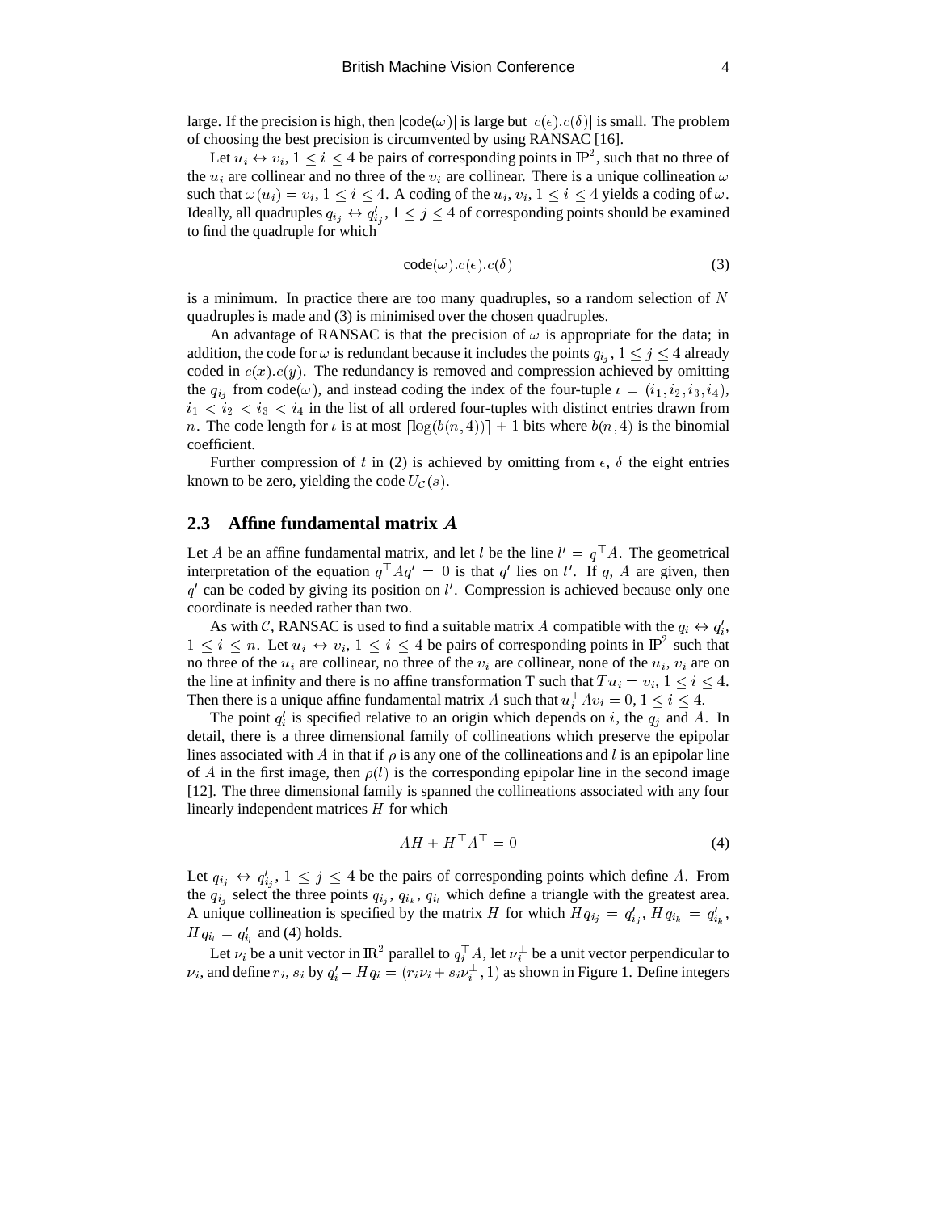large. If the precision is high, then $|\text{code}(\omega)|$ is large but $|c(\epsilon).c(\delta)|$ is small. The problem of choosing the best precision is circumvented by using RANSAC [16].

Let $u_i \leftrightarrow v_i$, $1 \leq i \leq 4$ be pairs of corresponding points in $\mathbb{P}^2$, such that no three of the $u_i$ are collinear and no three of the $v_i$ are collinear. There is a unique collineation $\omega$ such that $\omega(u_i) = v_i$, $1 \leq i \leq 4$. A coding of the $u_i, v_i$, $1 \leq i \leq 4$ yields a coding of $\omega$. Ideally, all quadruples $q_{i_j} \leftrightarrow q'_{i_j}$, $1 \leq j \leq 4$ of corresponding points should be examined to find the quadruple for which

$$|\text{code}(\omega).c(\epsilon).c(\delta)| \tag{3}$$

is a minimum. In practice there are too many quadruples, so a random selection of $N$ quadruples is made and (3) is minimised over the chosen quadruples.

An advantage of RANSAC is that the precision of $\omega$ is appropriate for the data; in addition, the code for $\omega$ is redundant because it includes the points $q_{i_j}$, $1 \leq j \leq 4$ already coded in $c(x).c(y)$. The redundancy is removed and compression achieved by omitting the $q_{i_j}$ from code($\omega$), and instead coding the index of the four-tuple $\iota = (i_1, i_2, i_3, i_4)$, $i_1 < i_2 < i_3 < i_4$ in the list of all ordered four-tuples with distinct entries drawn from $n$. The code length for $\iota$ is at most $\lceil \log(b(n, 4)) \rceil + 1$ bits where $b(n, 4)$ is the binomial coefficient.

Further compression of $t$ in (2) is achieved by omitting from $\epsilon$, $\delta$ the eight entries known to be zero, yielding the code $U_{\mathcal{C}}(s)$.

## 2.3 Affine fundamental matrix $A$

Let $A$ be an affine fundamental matrix, and let $l$ be the line $l' = q^\top A$. The geometrical interpretation of the equation $q^\top A q' = 0$ is that $q'$ lies on $l'$. If $q$, $A$ are given, then $q'$ can be coded by giving its position on $l'$. Compression is achieved because only one coordinate is needed rather than two.

As with $\mathcal{C}$, RANSAC is used to find a suitable matrix $A$ compatible with the $q_i \leftrightarrow q'_i$, $1 \leq i \leq n$. Let $u_i \leftrightarrow v_i$, $1 \leq i \leq 4$ be pairs of corresponding points in $\mathbb{P}^2$ such that no three of the $u_i$ are collinear, no three of the $v_i$ are collinear, none of the $u_i$, $v_i$ are on the line at infinity and there is no affine transformation T such that $Tu_i = v_i$, $1 \leq i \leq 4$. Then there is a unique affine fundamental matrix $A$ such that $u_i^\top A v_i = 0$, $1 \leq i \leq 4$.

The point $q'_i$ is specified relative to an origin which depends on $i$, the $q_j$ and $A$. In detail, there is a three dimensional family of collineations which preserve the epipolar lines associated with $A$ in that if $\rho$ is any one of the collineations and $l$ is an epipolar line of $A$ in the first image, then $\rho(l)$ is the corresponding epipolar line in the second image [12]. The three dimensional family is spanned the collineations associated with any four linearly independent matrices $H$ for which

$$AH + H^\top A^\top = 0 \tag{4}$$

Let $q_{i_j} \leftrightarrow q'_{i_j}$, $1 \leq j \leq 4$ be the pairs of corresponding points which define $A$. From the $q_{i_j}$ select the three points $q_{i_j}$, $q_{i_k}$, $q_{i_l}$ which define a triangle with the greatest area. A unique collineation is specified by the matrix $H$ for which $Hq_{i_j} = q'_{i_j}$, $Hq_{i_k} = q'_{i_k}$, $Hq_{i_l} = q'_{i_l}$ and (4) holds.

Let $\nu_i$ be a unit vector in $\mathbb{R}^2$ parallel to $q_i^\top A$, let $\nu_i^\perp$ be a unit vector perpendicular to $\nu_i$, and define $r_i$, $s_i$ by $q'_i - Hq_i = (r_i \nu_i + s_i \nu_i^\perp, 1)$ as shown in Figure 1. Define integers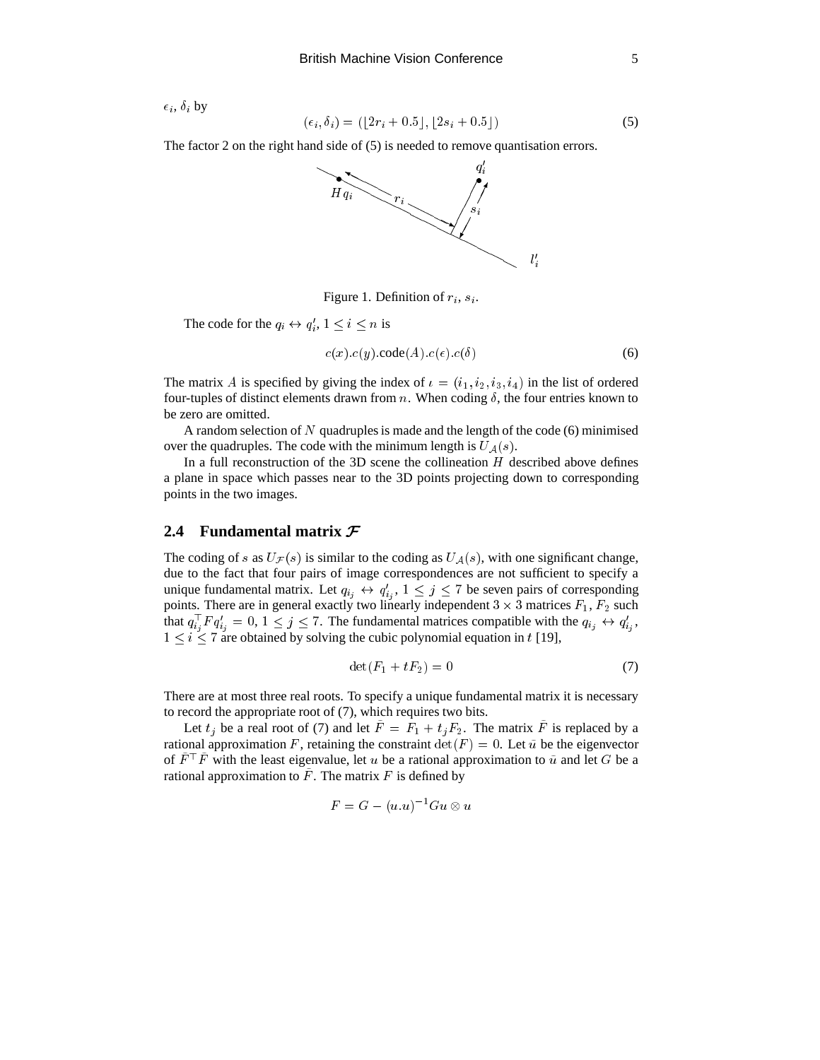$\epsilon_i$, $\delta_i$ by

$$(\epsilon_i, \delta_i) = (\lfloor 2r_i + 0.5 \rfloor, \lfloor 2s_i + 0.5 \rfloor) \tag{5}$$

The factor 2 on the right hand side of (5) is needed to remove quantisation errors.

Figure 1. Definition of $r_i$, $s_i$.

The code for the $q_i \leftrightarrow q'_i$, $1 \le i \le n$ is

$$c(x).c(y).\text{code}(A).c(\epsilon).c(\delta) \tag{6}$$

The matrix $A$ is specified by giving the index of $\iota = (i_1, i_2, i_3, i_4)$ in the list of ordered four-tuples of distinct elements drawn from $n$. When coding $\delta$, the four entries known to be zero are omitted.

A random selection of $N$ quadruples is made and the length of the code (6) minimised over the quadruples. The code with the minimum length is $U_{\mathcal{A}}(s)$.

In a full reconstruction of the 3D scene the collineation $H$ described above defines a plane in space which passes near to the 3D points projecting down to corresponding points in the two images.

## 2.4 Fundamental matrix $\mathcal{F}$

The coding of $s$ as $U_{\mathcal{F}}(s)$ is similar to the coding as $U_{\mathcal{A}}(s)$, with one significant change, due to the fact that four pairs of image correspondences are not sufficient to specify a unique fundamental matrix. Let $q_{i_j} \leftrightarrow q'_{i_j}$, $1 \le j \le 7$ be seven pairs of corresponding points. There are in general exactly two linearly independent $3 \times 3$ matrices $F_1$, $F_2$ such that $q_{i_j}^\top F q'_{i_j} = 0$, $1 \le j \le 7$. The fundamental matrices compatible with the $q_{i_j} \leftrightarrow q'_{i_j}$, $1 \le i \le 7$ are obtained by solving the cubic polynomial equation in $t$ [19],

$$\det(F_1 + tF_2) = 0 \tag{7}$$

There are at most three real roots. To specify a unique fundamental matrix it is necessary to record the appropriate root of (7), which requires two bits.

Let $t_j$ be a real root of (7) and let $\bar{F} = F_1 + t_j F_2$. The matrix $\bar{F}$ is replaced by a rational approximation $F$, retaining the constraint $\det(F) = 0$. Let $\bar{u}$ be the eigenvector of $\bar{F}^\top \bar{F}$ with the least eigenvalue, let $u$ be a rational approximation to $\bar{u}$ and let $G$ be a rational approximation to $\bar{F}$. The matrix $F$ is defined by

$$F = G - (u.u)^{-1} Gu \otimes u$$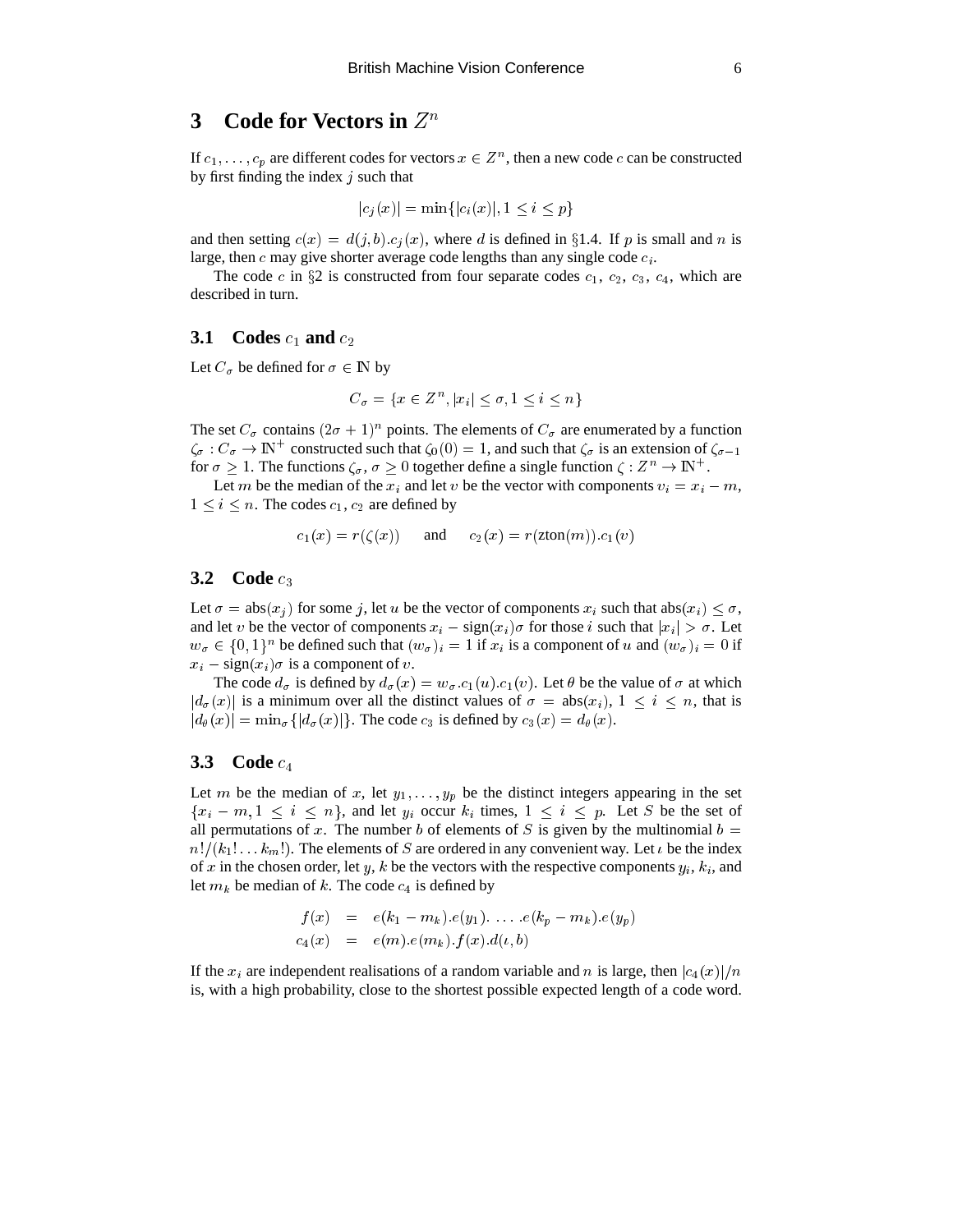## 3 Code for Vectors in $Z^n$

If $c_1, \ldots, c_p$ are different codes for vectors $x \in Z^n$, then a new code $c$ can be constructed by first finding the index $j$ such that

$$|c_j(x)| = \min\{|c_i(x)|, 1 \leq i \leq p\}$$

and then setting $c(x) = d(j, b).c_j(x)$, where $d$ is defined in §1.4. If $p$ is small and $n$ is large, then $c$ may give shorter average code lengths than any single code $c_i$.

The code $c$ in §2 is constructed from four separate codes $c_1$, $c_2$, $c_3$, $c_4$, which are described in turn.

### 3.1 Codes $c_1$ and $c_2$

Let $C_\sigma$ be defined for $\sigma \in \mathbb{N}$ by

$$C_\sigma = \{x \in Z^n, |x_i| \leq \sigma, 1 \leq i \leq n\}$$

The set $C_\sigma$ contains $(2\sigma + 1)^n$ points. The elements of $C_\sigma$ are enumerated by a function $\zeta_\sigma : C_\sigma \rightarrow \mathbb{N}^+$ constructed such that $\zeta_0(0) = 1$, and such that $\zeta_\sigma$ is an extension of $\zeta_{\sigma-1}$ for $\sigma \geq 1$. The functions $\zeta_\sigma$, $\sigma \geq 0$ together define a single function $\zeta : Z^n \rightarrow \mathbb{N}^+$.

Let $m$ be the median of the $x_i$ and let $v$ be the vector with components $v_i = x_i - m$, $1 \leq i \leq n$. The codes $c_1$, $c_2$ are defined by

$$c_1(x) = r(\zeta(x)) \quad \text{and} \quad c_2(x) = r(\text{zton}(m)).c_1(v)$$

### 3.2 Code $c_3$

Let $\sigma = \text{abs}(x_j)$ for some $j$, let $u$ be the vector of components $x_i$ such that $\text{abs}(x_i) \leq \sigma$, and let $v$ be the vector of components $x_i - \text{sign}(x_i)\sigma$ for those $i$ such that $|x_i| > \sigma$. Let $w_\sigma \in \{0, 1\}^n$ be defined such that $(w_\sigma)_i = 1$ if $x_i$ is a component of $u$ and $(w_\sigma)_i = 0$ if $x_i - \text{sign}(x_i)\sigma$ is a component of $v$.

The code $d_\sigma$ is defined by $d_\sigma(x) = w_\sigma.c_1(u).c_1(v)$. Let $\theta$ be the value of $\sigma$ at which $|d_\sigma(x)|$ is a minimum over all the distinct values of $\sigma = \text{abs}(x_i)$, $1 \leq i \leq n$, that is $|d_\theta(x)| = \min_\sigma\{|d_\sigma(x)|\}$. The code $c_3$ is defined by $c_3(x) = d_\theta(x)$.

### 3.3 Code $c_4$

Let $m$ be the median of $x$, let $y_1, \ldots, y_p$ be the distinct integers appearing in the set $\{x_i - m, 1 \leq i \leq n\}$, and let $y_i$ occur $k_i$ times, $1 \leq i \leq p$. Let $S$ be the set of all permutations of $x$. The number $b$ of elements of $S$ is given by the multinomial $b = n!/(k_1! \ldots k_m!)$. The elements of $S$ are ordered in any convenient way. Let $\iota$ be the index of $x$ in the chosen order, let $y$, $k$ be the vectors with the respective components $y_i$, $k_i$, and let $m_k$ be median of $k$. The code $c_4$ is defined by

$$\begin{aligned} f(x) &= e(k_1 - m_k).e(y_1). \ldots .e(k_p - m_k).e(y_p) \\ c_4(x) &= e(m).e(m_k).f(x).d(\iota, b) \end{aligned}$$

If the $x_i$ are independent realisations of a random variable and $n$ is large, then $|c_4(x)|/n$ is, with a high probability, close to the shortest possible expected length of a code word.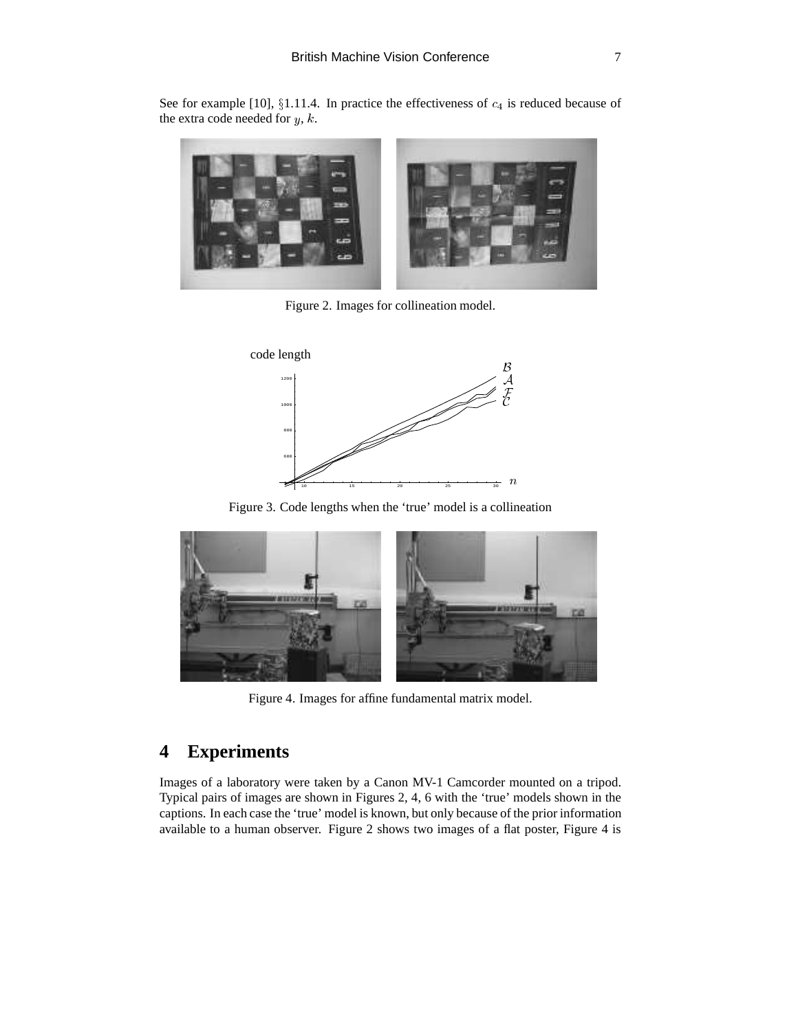See for example [10], §1.11.4. In practice the effectiveness of $c_4$ is reduced because of the extra code needed for $y$, $k$.

Figure 2. Images for collineation model.

Figure 3. Code lengths when the 'true' model is a collineation

Figure 4. Images for affine fundamental matrix model.

# 4 Experiments

Images of a laboratory were taken by a Canon MV-1 Camcorder mounted on a tripod. Typical pairs of images are shown in Figures 2, 4, 6 with the 'true' models shown in the captions. In each case the 'true' model is known, but only because of the prior information available to a human observer. Figure 2 shows two images of a flat poster, Figure 4 is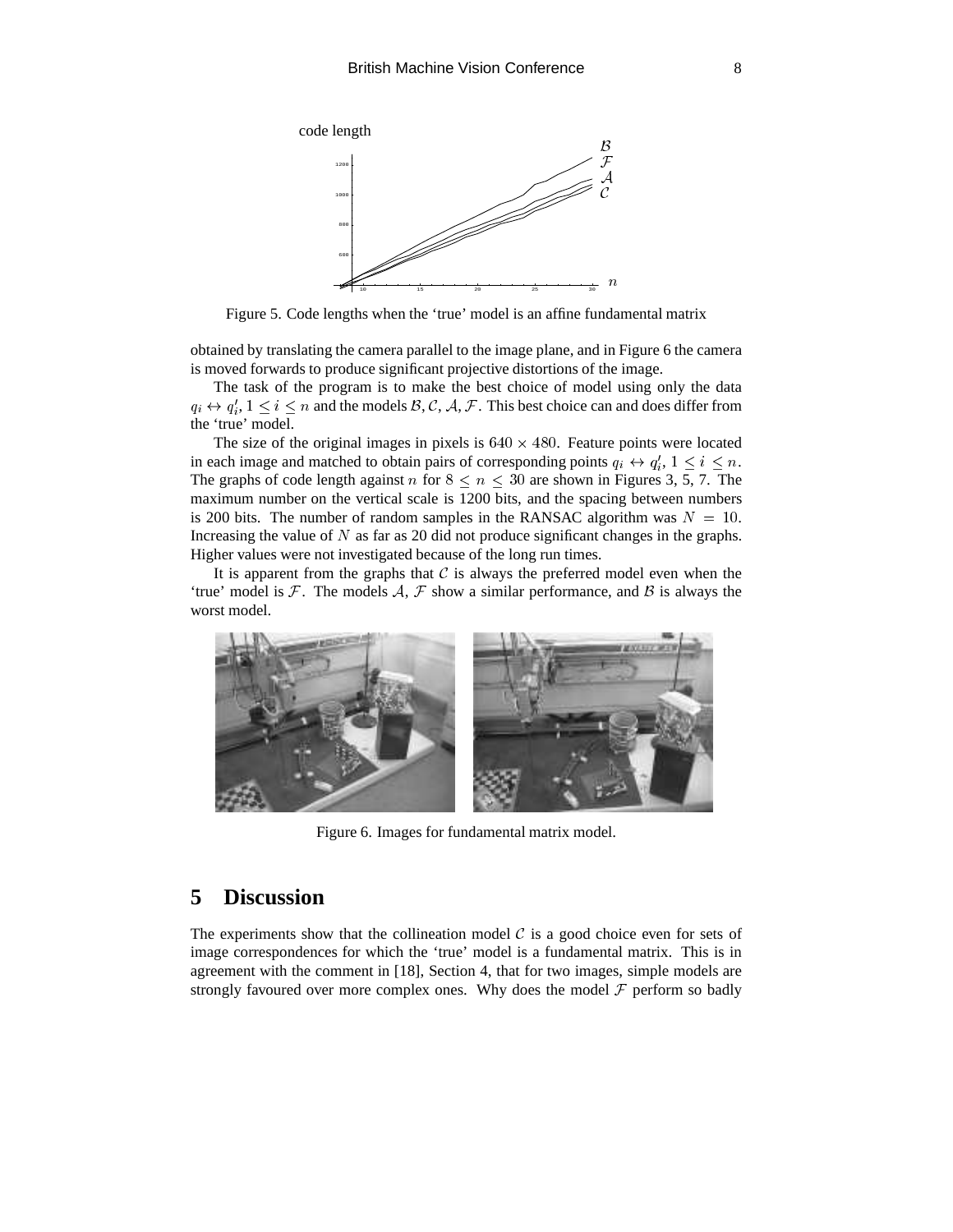Figure 5. Code lengths when the 'true' model is an affine fundamental matrix

obtained by translating the camera parallel to the image plane, and in Figure 6 the camera is moved forwards to produce significant projective distortions of the image.

The task of the program is to make the best choice of model using only the data $q_i \leftrightarrow q'_i, 1 \le i \le n$ and the models $\mathcal{B}, \mathcal{C}, \mathcal{A}, \mathcal{F}$. This best choice can and does differ from the 'true' model.

The size of the original images in pixels is $640 \times 480$. Feature points were located in each image and matched to obtain pairs of corresponding points $q_i \leftrightarrow q'_i, 1 \le i \le n$. The graphs of code length against $n$ for $8 \le n \le 30$ are shown in Figures 3, 5, 7. The maximum number on the vertical scale is 1200 bits, and the spacing between numbers is 200 bits. The number of random samples in the RANSAC algorithm was $N = 10$. Increasing the value of $N$ as far as 20 did not produce significant changes in the graphs. Higher values were not investigated because of the long run times.

It is apparent from the graphs that $\mathcal{C}$ is always the preferred model even when the 'true' model is $\mathcal{F}$. The models $\mathcal{A}$, $\mathcal{F}$ show a similar performance, and $\mathcal{B}$ is always the worst model.

Figure 6. Images for fundamental matrix model.

## 5 Discussion

The experiments show that the collineation model $\mathcal{C}$ is a good choice even for sets of image correspondences for which the 'true' model is a fundamental matrix. This is in agreement with the comment in [18], Section 4, that for two images, simple models are strongly favoured over more complex ones. Why does the model $\mathcal{F}$ perform so badly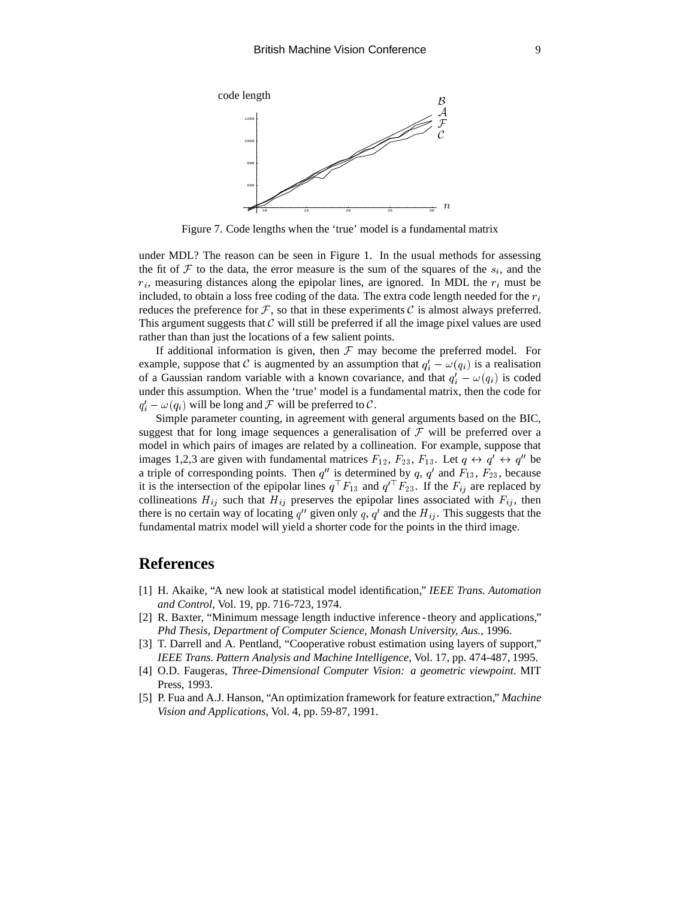Figure 7. Code lengths when the 'true' model is a fundamental matrix

under MDL? The reason can be seen in Figure 1. In the usual methods for assessing the fit of $\mathcal{F}$ to the data, the error measure is the sum of the squares of the $s_i$, and the $r_i$, measuring distances along the epipolar lines, are ignored. In MDL the $r_i$ must be included, to obtain a loss free coding of the data. The extra code length needed for the $r_i$ reduces the preference for $\mathcal{F}$, so that in these experiments $\mathcal{C}$ is almost always preferred. This argument suggests that $\mathcal{C}$ will still be preferred if all the image pixel values are used rather than than just the locations of a few salient points.

If additional information is given, then $\mathcal{F}$ may become the preferred model. For example, suppose that $\mathcal{C}$ is augmented by an assumption that $q'_i - \omega(q_i)$ is a realisation of a Gaussian random variable with a known covariance, and that $q'_i - \omega(q_i)$ is coded under this assumption. When the 'true' model is a fundamental matrix, then the code for $q'_i - \omega(q_i)$ will be long and $\mathcal{F}$ will be preferred to $\mathcal{C}$.

Simple parameter counting, in agreement with general arguments based on the BIC, suggest that for long image sequences a generalisation of $\mathcal{F}$ will be preferred over a model in which pairs of images are related by a collineation. For example, suppose that images 1,2,3 are given with fundamental matrices $F_{12}$, $F_{23}$, $F_{13}$. Let $q \leftrightarrow q' \leftrightarrow q''$ be a triple of corresponding points. Then $q''$ is determined by $q$, $q'$ and $F_{13}$, $F_{23}$, because it is the intersection of the epipolar lines $q^\top F_{13}$ and $q'^\top F_{23}$. If the $F_{ij}$ are replaced by collineations $H_{ij}$ such that $H_{ij}$ preserves the epipolar lines associated with $F_{ij}$, then there is no certain way of locating $q''$ given only $q$, $q'$ and the $H_{ij}$. This suggests that the fundamental matrix model will yield a shorter code for the points in the third image.

## References

[1] H. Akaike, "A new look at statistical model identification," *IEEE Trans. Automation and Control*, Vol. 19, pp. 716-723, 1974.

[2] R. Baxter, "Minimum message length inductive inference - theory and applications," *Phd Thesis, Department of Computer Science, Monash University, Aus.*, 1996.

[3] T. Darrell and A. Pentland, "Cooperative robust estimation using layers of support," *IEEE Trans. Pattern Analysis and Machine Intelligence*, Vol. 17, pp. 474-487, 1995.

[4] O.D. Faugeras, *Three-Dimensional Computer Vision: a geometric viewpoint*. MIT Press, 1993.

[5] P. Fua and A.J. Hanson, "An optimization framework for feature extraction," *Machine Vision and Applications*, Vol. 4, pp. 59-87, 1991.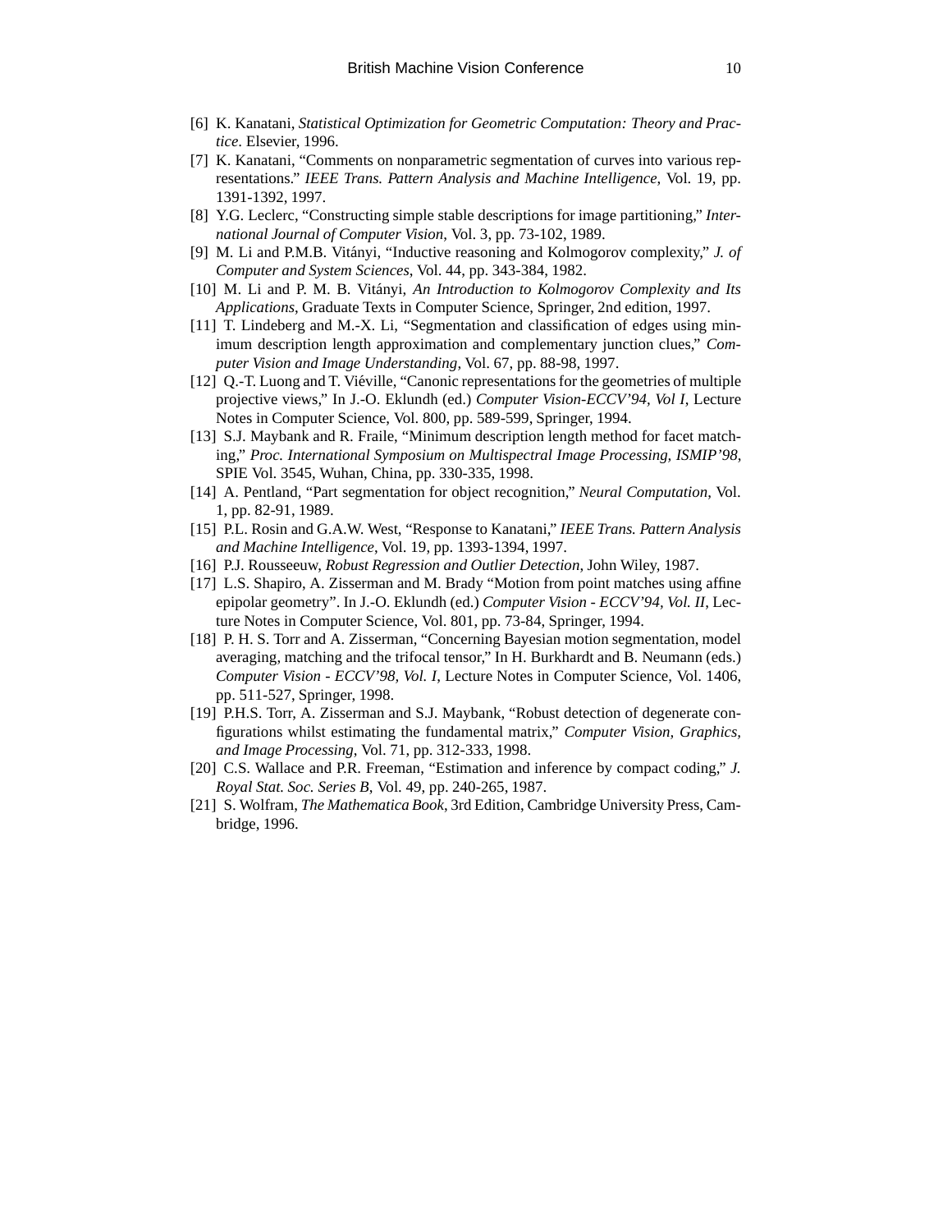[6] K. Kanatani, *Statistical Optimization for Geometric Computation: Theory and Practice*. Elsevier, 1996.

[7] K. Kanatani, "Comments on nonparametric segmentation of curves into various representations." *IEEE Trans. Pattern Analysis and Machine Intelligence*, Vol. 19, pp. 1391-1392, 1997.

[8] Y.G. Leclerc, "Constructing simple stable descriptions for image partitioning," *International Journal of Computer Vision*, Vol. 3, pp. 73-102, 1989.

[9] M. Li and P.M.B. Vitányi, "Inductive reasoning and Kolmogorov complexity," *J. of Computer and System Sciences*, Vol. 44, pp. 343-384, 1982.

[10] M. Li and P. M. B. Vitányi, *An Introduction to Kolmogorov Complexity and Its Applications*, Graduate Texts in Computer Science, Springer, 2nd edition, 1997.

[11] T. Lindeberg and M.-X. Li, "Segmentation and classification of edges using minimum description length approximation and complementary junction clues," *Computer Vision and Image Understanding*, Vol. 67, pp. 88-98, 1997.

[12] Q.-T. Luong and T. Viéville, "Canonic representations for the geometries of multiple projective views," In J.-O. Eklundh (ed.) *Computer Vision-ECCV'94, Vol I*, Lecture Notes in Computer Science, Vol. 800, pp. 589-599, Springer, 1994.

[13] S.J. Maybank and R. Fraile, "Minimum description length method for facet matching," *Proc. International Symposium on Multispectral Image Processing, ISMIP'98*, SPIE Vol. 3545, Wuhan, China, pp. 330-335, 1998.

[14] A. Pentland, "Part segmentation for object recognition," *Neural Computation*, Vol. 1, pp. 82-91, 1989.

[15] P.L. Rosin and G.A.W. West, "Response to Kanatani," *IEEE Trans. Pattern Analysis and Machine Intelligence*, Vol. 19, pp. 1393-1394, 1997.

[16] P.J. Rousseeuw, *Robust Regression and Outlier Detection*, John Wiley, 1987.

[17] L.S. Shapiro, A. Zisserman and M. Brady "Motion from point matches using affine epipolar geometry". In J.-O. Eklundh (ed.) *Computer Vision - ECCV'94, Vol. II*, Lecture Notes in Computer Science, Vol. 801, pp. 73-84, Springer, 1994.

[18] P. H. S. Torr and A. Zisserman, "Concerning Bayesian motion segmentation, model averaging, matching and the trifocal tensor," In H. Burkhardt and B. Neumann (eds.) *Computer Vision - ECCV'98, Vol. I*, Lecture Notes in Computer Science, Vol. 1406, pp. 511-527, Springer, 1998.

[19] P.H.S. Torr, A. Zisserman and S.J. Maybank, "Robust detection of degenerate configurations whilst estimating the fundamental matrix," *Computer Vision, Graphics, and Image Processing*, Vol. 71, pp. 312-333, 1998.

[20] C.S. Wallace and P.R. Freeman, "Estimation and inference by compact coding," *J. Royal Stat. Soc. Series B*, Vol. 49, pp. 240-265, 1987.

[21] S. Wolfram, *The Mathematica Book*, 3rd Edition, Cambridge University Press, Cambridge, 1996.